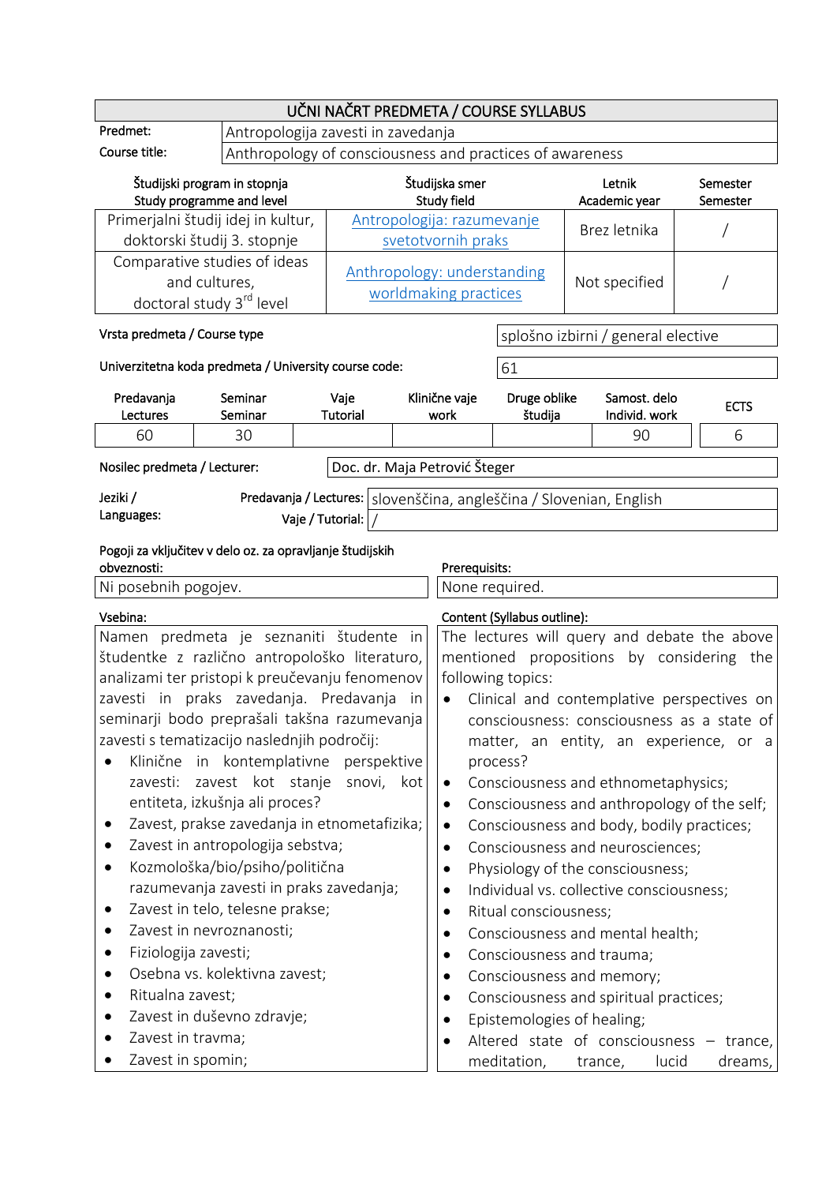# UČNI NAČRT PREDMETA / COURSE SYLLABUS

| | |
|---|---|
| Predmet: | Antropologija zavesti in zavedanja |
| Course title: | Anthropology of consciousness and practices of awareness |

| Študijski program in stopnja<br>Study programme and level | Študijska smer<br>Study field | Letnik<br>Academic year | Semester<br>Semester |
|---|---|---|---|
| Primerjalni študij idej in kultur, doktorski študij 3. stopnje | Antropologija: razumevanje svetotvornih praks | Brez letnika | / |
| Comparative studies of ideas and cultures, doctoral study 3rd level | Anthropology: understanding worldmaking practices | Not specified | / |

| | |
|---|---|
| Vrsta predmeta / Course type | splošno izbirni / general elective |
| Univerzitetna koda predmeta / University course code: | 61 |

| Predavanja<br>Lectures | Seminar<br>Seminar | Vaje<br>Tutorial | Klinične vaje<br>work | Druge oblike študija | Samost. delo<br>Individ. work | ECTS |
|---|---|---|---|---|---|---|
| 60 | 30 | | | | 90 | 6 |

| | |
|---|---|
| Nosilec predmeta / Lecturer: | Doc. dr. Maja Petrović Šteger |

| Jeziki / Languages: | |
|---|---|
| Predavanja / Lectures: | slovenščina, angleščina / Slovenian, English |
| Vaje / Tutorial: | / |

| Pogoji za vključitev v delo oz. za opravljanje študijskih obveznosti: | Prerequisites: |
|---|---|
| Ni posebnih pogojev. | None required. |

| Vsebina: | Content (Syllabus outline): |
|---|---|
| Namen predmeta je seznaniti študente in študentke z različno antropološko literaturo, analizami ter pristopi k preučevanju fenomenov zavesti in praks zavedanja. Predavanja in seminarji bodo preprašali takšna razumevanja zavesti s tematizacijo naslednjih področij:<br>• Klinične in kontemplativne perspektive zavesti: zavest kot stanje snovi, kot entiteta, izkušnja ali proces?<br>• Zavest, prakse zavedanja in etnometafizika;<br>• Zavest in antropologija sebstva;<br>• Kozmološka/bio/psiho/politična razumevanja zavesti in praks zavedanja;<br>• Zavest in telo, telesne prakse;<br>• Zavest in nevroznanosti;<br>• Fiziologija zavesti;<br>• Osebna vs. kolektivna zavest;<br>• Ritualna zavest;<br>• Zavest in duševno zdravje;<br>• Zavest in travma;<br>• Zavest in spomin; | The lectures will query and debate the above mentioned propositions by considering the following topics:<br>• Clinical and contemplative perspectives on consciousness: consciousness as a state of matter, an entity, an experience, or a process?<br>• Consciousness and ethnometaphysics;<br>• Consciousness and anthropology of the self;<br>• Consciousness and body, bodily practices;<br>• Consciousness and neurosciences;<br>• Physiology of the consciousness;<br>• Individual vs. collective consciousness;<br>• Ritual consciousness;<br>• Consciousness and mental health;<br>• Consciousness and trauma;<br>• Consciousness and memory;<br>• Consciousness and spiritual practices;<br>• Epistemologies of healing;<br>• Altered state of consciousness – trance, meditation, trance, lucid dreams, |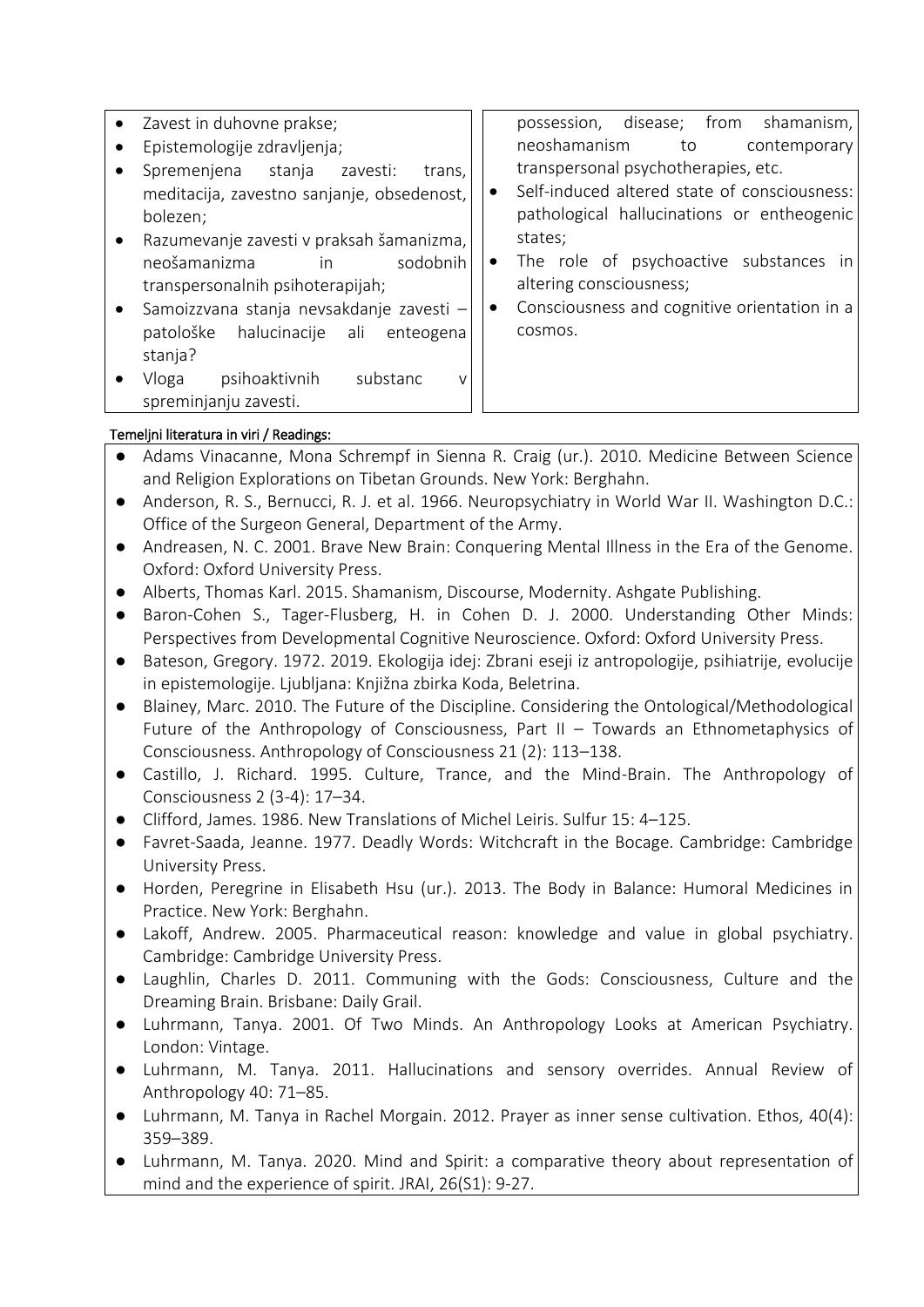| | |
|---|---|
| • Zavest in duhovne prakse;<br>• Epistemologije zdravljenja;<br>• Spremenjena stanja zavesti: trans, meditacija, zavestno sanjanje, obsedenost, bolezen;<br>• Razumevanje zavesti v praksah šamanizma, neošamanizma in sodobnih transpersonalnih psihoterapijah;<br>• Samoizzvana stanja nevsakdanje zavesti – patološke halucinacije ali enteogena stanja?<br>• Vloga psihoaktivnih substanc v spreminjanju zavesti. | possession, disease; from shamanism, neoshamanism to contemporary transpersonal psychotherapies, etc.<br>• Self-induced altered state of consciousness: pathological hallucinations or entheogenic states;<br>• The role of psychoactive substances in altering consciousness;<br>• Consciousness and cognitive orientation in a cosmos. |

Temeljni literatura in viri / Readings:

- Adams Vinacanne, Mona Schrempf in Sienna R. Craig (ur.). 2010. Medicine Between Science and Religion Explorations on Tibetan Grounds. New York: Berghahn.
- Anderson, R. S., Bernucci, R. J. et al. 1966. Neuropsychiatry in World War II. Washington D.C.: Office of the Surgeon General, Department of the Army.
- Andreasen, N. C. 2001. Brave New Brain: Conquering Mental Illness in the Era of the Genome. Oxford: Oxford University Press.
- Alberts, Thomas Karl. 2015. Shamanism, Discourse, Modernity. Ashgate Publishing.
- Baron-Cohen S., Tager-Flusberg, H. in Cohen D. J. 2000. Understanding Other Minds: Perspectives from Developmental Cognitive Neuroscience. Oxford: Oxford University Press.
- Bateson, Gregory. 1972. 2019. Ekologija idej: Zbrani eseji iz antropologije, psihiatrije, evolucije in epistemologije. Ljubljana: Knjižna zbirka Koda, Beletrina.
- Blainey, Marc. 2010. The Future of the Discipline. Considering the Ontological/Methodological Future of the Anthropology of Consciousness, Part II – Towards an Ethnometaphysics of Consciousness. Anthropology of Consciousness 21 (2): 113–138.
- Castillo, J. Richard. 1995. Culture, Trance, and the Mind-Brain. The Anthropology of Consciousness 2 (3-4): 17–34.
- Clifford, James. 1986. New Translations of Michel Leiris. Sulfur 15: 4–125.
- Favret-Saada, Jeanne. 1977. Deadly Words: Witchcraft in the Bocage. Cambridge: Cambridge University Press.
- Horden, Peregrine in Elisabeth Hsu (ur.). 2013. The Body in Balance: Humoral Medicines in Practice. New York: Berghahn.
- Lakoff, Andrew. 2005. Pharmaceutical reason: knowledge and value in global psychiatry. Cambridge: Cambridge University Press.
- Laughlin, Charles D. 2011. Communing with the Gods: Consciousness, Culture and the Dreaming Brain. Brisbane: Daily Grail.
- Luhrmann, Tanya. 2001. Of Two Minds. An Anthropology Looks at American Psychiatry. London: Vintage.
- Luhrmann, M. Tanya. 2011. Hallucinations and sensory overrides. Annual Review of Anthropology 40: 71–85.
- Luhrmann, M. Tanya in Rachel Morgain. 2012. Prayer as inner sense cultivation. Ethos, 40(4): 359–389.
- Luhrmann, M. Tanya. 2020. Mind and Spirit: a comparative theory about representation of mind and the experience of spirit. JRAI, 26(S1): 9-27.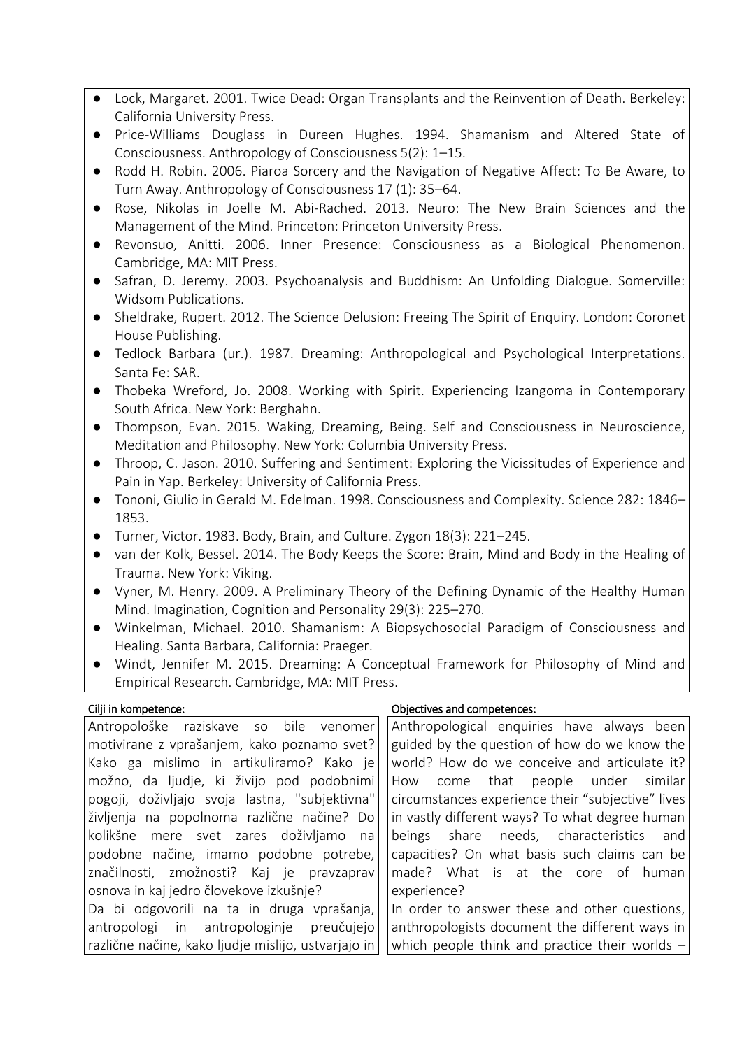- Lock, Margaret. 2001. Twice Dead: Organ Transplants and the Reinvention of Death. Berkeley: California University Press.
- Price-Williams Douglass in Dureen Hughes. 1994. Shamanism and Altered State of Consciousness. Anthropology of Consciousness 5(2): 1–15.
- Rodd H. Robin. 2006. Piaroa Sorcery and the Navigation of Negative Affect: To Be Aware, to Turn Away. Anthropology of Consciousness 17 (1): 35–64.
- Rose, Nikolas in Joelle M. Abi-Rached. 2013. Neuro: The New Brain Sciences and the Management of the Mind. Princeton: Princeton University Press.
- Revonsuo, Anitti. 2006. Inner Presence: Consciousness as a Biological Phenomenon. Cambridge, MA: MIT Press.
- Safran, D. Jeremy. 2003. Psychoanalysis and Buddhism: An Unfolding Dialogue. Somerville: Widsom Publications.
- Sheldrake, Rupert. 2012. The Science Delusion: Freeing The Spirit of Enquiry. London: Coronet House Publishing.
- Tedlock Barbara (ur.). 1987. Dreaming: Anthropological and Psychological Interpretations. Santa Fe: SAR.
- Thobeka Wreford, Jo. 2008. Working with Spirit. Experiencing Izangoma in Contemporary South Africa. New York: Berghahn.
- Thompson, Evan. 2015. Waking, Dreaming, Being. Self and Consciousness in Neuroscience, Meditation and Philosophy. New York: Columbia University Press.
- Throop, C. Jason. 2010. Suffering and Sentiment: Exploring the Vicissitudes of Experience and Pain in Yap. Berkeley: University of California Press.
- Tononi, Giulio in Gerald M. Edelman. 1998. Consciousness and Complexity. Science 282: 1846–1853.
- Turner, Victor. 1983. Body, Brain, and Culture. Zygon 18(3): 221–245.
- van der Kolk, Bessel. 2014. The Body Keeps the Score: Brain, Mind and Body in the Healing of Trauma. New York: Viking.
- Vyner, M. Henry. 2009. A Preliminary Theory of the Defining Dynamic of the Healthy Human Mind. Imagination, Cognition and Personality 29(3): 225–270.
- Winkelman, Michael. 2010. Shamanism: A Biopsychosocial Paradigm of Consciousness and Healing. Santa Barbara, California: Praeger.
- Windt, Jennifer M. 2015. Dreaming: A Conceptual Framework for Philosophy of Mind and Empirical Research. Cambridge, MA: MIT Press.

**Cilji in kompetence:**

Antropološke raziskave so bile venomer motivirane z vprašanjem, kako poznamo svet? Kako ga mislimo in artikuliramo? Kako je možno, da ljudje, ki živijo pod podobnimi pogoji, doživljajo svoja lastna, "subjektivna" življenja na popolnoma različne načine? Do kolikšne mere svet zares doživljamo na podobne načine, imamo podobne potrebe, značilnosti, zmožnosti? Kaj je pravzaprav osnova in kaj jedro človekove izkušnje?

Da bi odgovorili na ta in druga vprašanja, antropologi in antropologinje preučujejo različne načine, kako ljudje mislijo, ustvarjajo in

**Objectives and competences:**

Anthropological enquiries have always been guided by the question of how do we know the world? How do we conceive and articulate it? How come that people under similar circumstances experience their "subjective" lives in vastly different ways? To what degree human beings share needs, characteristics and capacities? On what basis such claims can be made? What is at the core of human experience?

In order to answer these and other questions, anthropologists document the different ways in which people think and practice their worlds –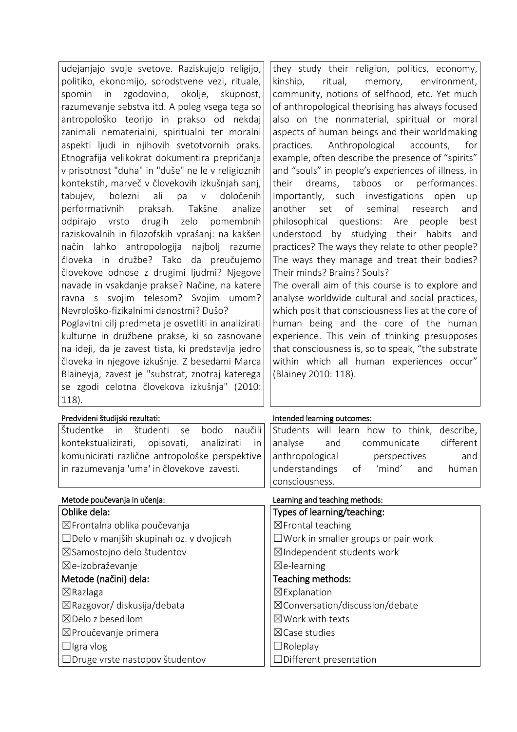| | |
|---|---|
| udejanjajo svoje svetove. Raziskujejo religijo, politiko, ekonomijo, sorodstvene vezi, rituale, spomin in zgodovino, okolje, skupnost, razumevanje sebstva itd. A poleg vsega tega so antropološko teorijo in prakso od nekdaj zanimali nematerialni, spiritualni ter moralni aspekti ljudi in njihovih svetotvornih praks. Etnografija velikokrat dokumentira prepričanja v prisotnost "duha" in "duše" ne le v religioznih kontekstih, marveč v človekovih izkušnjah sanj, tabujev, bolezni ali pa v določenih performativnih praksah. Takšne analize odpirajo vrsto drugih zelo pomembnih raziskovalnih in filozofskih vprašanj: na kakšen način lahko antropologija najbolj razume človeka in družbe? Tako da preučujemo človekove odnose z drugimi ljudmi? Njegove navade in vsakdanje prakse? Načine, na katere ravna s svojim telesom? Svojim umom? Nevrološko-fizikalnimi danostmi? Dušo?<br>Poglavitni cilj predmeta je osvetliti in analizirati kulturne in družbene prakse, ki so zasnovane na ideji, da je zavest tista, ki predstavlja jedro človeka in njegove izkušnje. Z besedami Marca Blaineyja, zavest je "substrat, znotraj katerega se zgodi celotna človekova izkušnja" (2010: 118). | they study their religion, politics, economy, kinship, ritual, memory, environment, community, notions of selfhood, etc. Yet much of anthropological theorising has always focused also on the nonmaterial, spiritual or moral aspects of human beings and their worldmaking practices. Anthropological accounts, for example, often describe the presence of "spirits" and "souls" in people's experiences of illness, in their dreams, taboos or performances. Importantly, such investigations open up another set of seminal research and philosophical questions: Are people best understood by studying their habits and practices? The ways they relate to other people? The ways they manage and treat their bodies? Their minds? Brains? Souls?<br>The overall aim of this course is to explore and analyse worldwide cultural and social practices, which posit that consciousness lies at the core of human being and the core of the human experience. This vein of thinking presupposes that consciousness is, so to speak, "the substrate within which all human experiences occur" (Blainey 2010: 118). |

| Predvideni študijski rezultati: | Intended learning outcomes: |
|---|---|
| Študentke in študenti se bodo naučili kontekstualizirati, opisovati, analizirati in komunicirati različne antropološke perspektive in razumevanja 'uma' in človekove zavesti. | Students will learn how to think, describe, analyse and communicate different anthropological perspectives and understandings of 'mind' and human consciousness. |

| Metode poučevanja in učenja: | Learning and teaching methods: |
|---|---|
| **Oblike dela:** | **Types of learning/teaching:** |
| ☒Frontalna oblika poučevanja | ☒Frontal teaching |
| ☐Delo v manjših skupinah oz. v dvojicah | ☐Work in smaller groups or pair work |
| ☒Samostojno delo študentov | ☒Independent students work |
| ☒e-izobraževanje | ☒e-learning |
| **Metode (načini) dela:** | **Teaching methods:** |
| ☒Razlaga | ☒Explanation |
| ☒Razgovor/ diskusija/debata | ☒Conversation/discussion/debate |
| ☒Delo z besedilom | ☒Work with texts |
| ☒Proučevanje primera | ☒Case studies |
| ☐Igra vlog | ☐Roleplay |
| ☐Druge vrste nastopov študentov | ☐Different presentation |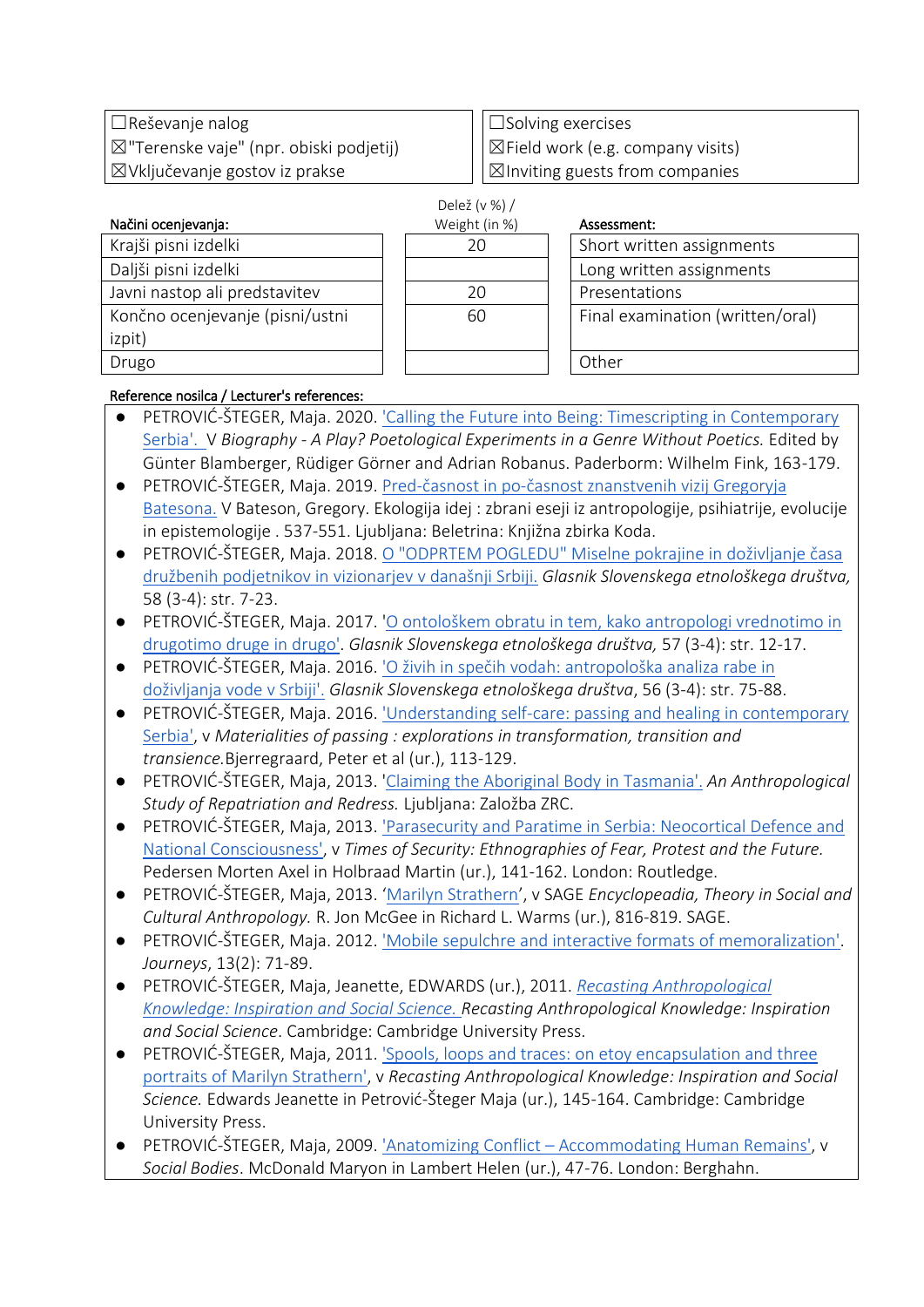| | |
|---|---|
| ☐Reševanje nalog<br>☒"Terenske vaje" (npr. obiski podjetij)<br>☒Vključevanje gostov iz prakse | ☐Solving exercises<br>☒Field work (e.g. company visits)<br>☒Inviting guests from companies |

| Načini ocenjevanja: | Delež (v %) / Weight (in %) | Assessment: |
|---|---|---|
| Krajši pisni izdelki | 20 | Short written assignments |
| Daljši pisni izdelki | | Long written assignments |
| Javni nastop ali predstavitev | 20 | Presentations |
| Končno ocenjevanje (pisni/ustni izpit) | 60 | Final examination (written/oral) |
| Drugo | | Other |

**Reference nosilca / Lecturer's references:**

- PETROVIĆ-ŠTEGER, Maja. 2020. 'Calling the Future into Being: Timescripting in Contemporary Serbia'. V *Biography - A Play? Poetological Experiments in a Genre Without Poetics.* Edited by Günter Blamberger, Rüdiger Görner and Adrian Robanus. Paderborn: Wilhelm Fink, 163-179.
- PETROVIĆ-ŠTEGER, Maja. 2019. Pred-časnost in po-časnost znanstvenih vizij Gregoryja Batesona. V Bateson, Gregory. Ekologija idej : zbrani eseji iz antropologije, psihiatrije, evolucije in epistemologije . 537-551. Ljubljana: Beletrina: Knjižna zbirka Koda.
- PETROVIĆ-ŠTEGER, Maja. 2018. O "ODPRTEM POGLEDU" Miselne pokrajine in doživljanje časa družbenih podjetnikov in vizionarjev v današnji Srbiji. *Glasnik Slovenskega etnološkega društva,* 58 (3-4): str. 7-23.
- PETROVIĆ-ŠTEGER, Maja. 2017. 'O ontološkem obratu in tem, kako antropologi vrednotimo in drugotimo druge in drugo'. *Glasnik Slovenskega etnološkega društva,* 57 (3-4): str. 12-17.
- PETROVIĆ-ŠTEGER, Maja. 2016. 'O živih in spečih vodah: antropološka analiza rabe in doživljanja vode v Srbiji'. *Glasnik Slovenskega etnološkega društva*, 56 (3-4): str. 75-88.
- PETROVIĆ-ŠTEGER, Maja. 2016. 'Understanding self-care: passing and healing in contemporary Serbia', v *Materialities of passing : explorations in transformation, transition and transience.*Bjerregraard, Peter et al (ur.), 113-129.
- PETROVIĆ-ŠTEGER, Maja, 2013. 'Claiming the Aboriginal Body in Tasmania'. *An Anthropological Study of Repatriation and Redress.* Ljubljana: Založba ZRC.
- PETROVIĆ-ŠTEGER, Maja, 2013. 'Parasecurity and Paratime in Serbia: Neocortical Defence and National Consciousness', v *Times of Security: Ethnographies of Fear, Protest and the Future.* Pedersen Morten Axel in Holbraad Martin (ur.), 141-162. London: Routledge.
- PETROVIĆ-ŠTEGER, Maja, 2013. 'Marilyn Strathern', v SAGE *Encyclopeadia, Theory in Social and Cultural Anthropology.* R. Jon McGee in Richard L. Warms (ur.), 816-819. SAGE.
- PETROVIĆ-ŠTEGER, Maja. 2012. 'Mobile sepulchre and interactive formats of memoralization'. *Journeys*, 13(2): 71-89.
- PETROVIĆ-ŠTEGER, Maja, Jeanette, EDWARDS (ur.), 2011. *Recasting Anthropological Knowledge: Inspiration and Social Science. Recasting Anthropological Knowledge: Inspiration and Social Science*. Cambridge: Cambridge University Press.
- PETROVIĆ-ŠTEGER, Maja, 2011. 'Spools, loops and traces: on etoy encapsulation and three portraits of Marilyn Strathern', v *Recasting Anthropological Knowledge: Inspiration and Social Science.* Edwards Jeanette in Petrović-Šteger Maja (ur.), 145-164. Cambridge: Cambridge University Press.
- PETROVIĆ-ŠTEGER, Maja, 2009. 'Anatomizing Conflict – Accommodating Human Remains', v *Social Bodies*. McDonald Maryon in Lambert Helen (ur.), 47-76. London: Berghahn.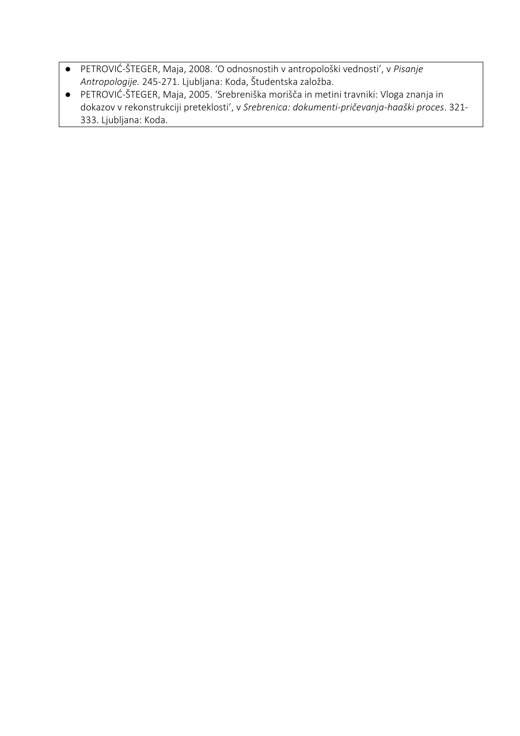- PETROVIĆ-ŠTEGER, Maja, 2008. ‘O odnosnostih v antropološki vednosti’, v *Pisanje Antropologije.* 245-271. Ljubljana: Koda, Študentska založba.
- PETROVIĆ-ŠTEGER, Maja, 2005. ‘Srebreniška morišča in metini travniki: Vloga znanja in dokazov v rekonstrukciji preteklosti’, v *Srebrenica: dokumenti-pričevanja-haaški proces*. 321-333. Ljubljana: Koda.